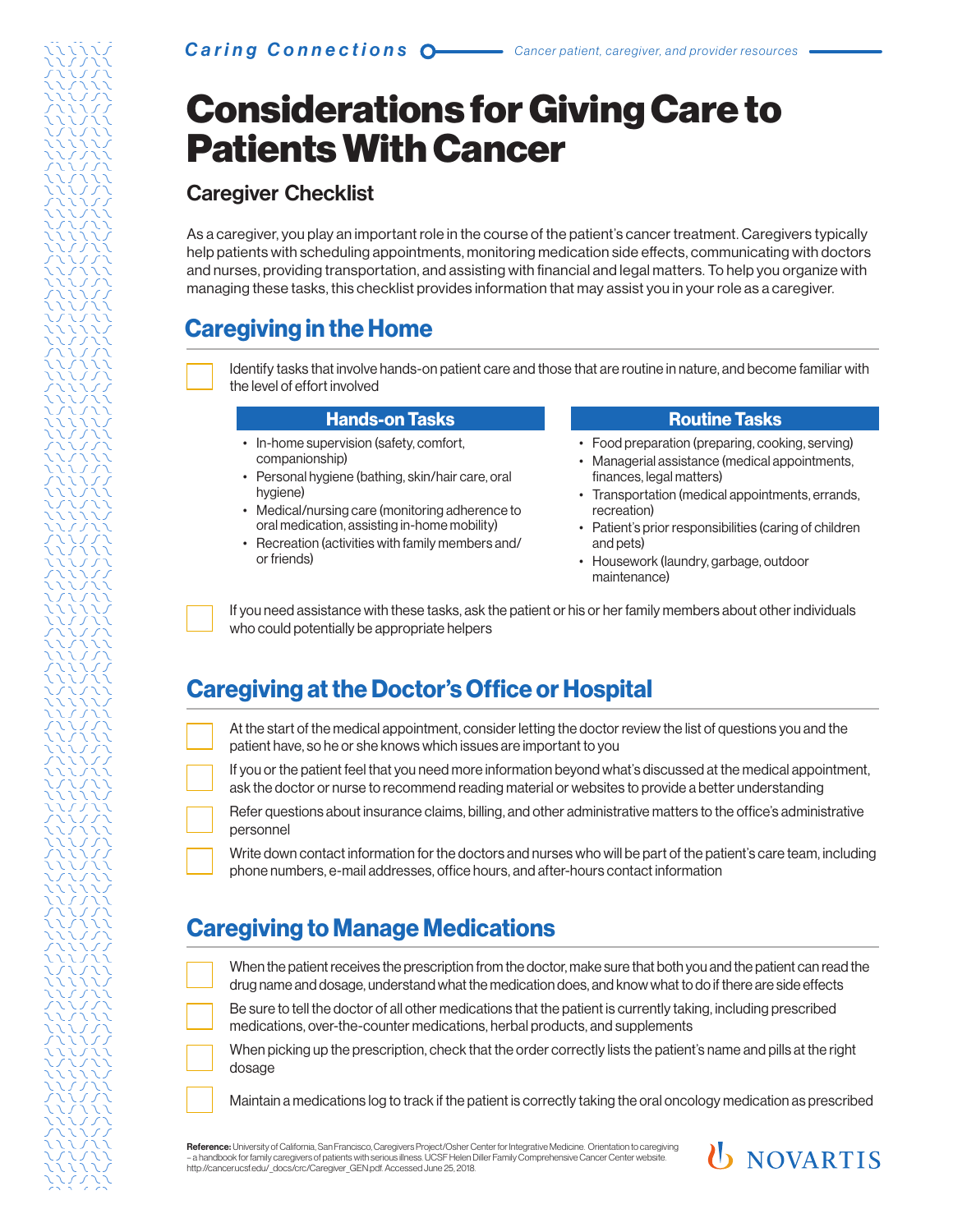# Considerations for Giving Care to Patients With Cancer

## Caregiver Checklist

As a caregiver, you play an important role in the course of the patient's cancer treatment. Caregivers typically help patients with scheduling appointments, monitoring medication side effects, communicating with doctors and nurses, providing transportation, and assisting with financial and legal matters. To help you organize with managing these tasks, this checklist provides information that may assist you in your role as a caregiver.

## Caregiving in the Home

- [ ] Identify tasks that involve hands-on patient care and those that are routine in nature, and become familiar with the level of effort involved

**Hands-on Tasks**

- In-home supervision (safety, comfort, companionship)
- Personal hygiene (bathing, skin/hair care, oral hygiene)
- Medical/nursing care (monitoring adherence to oral medication, assisting in-home mobility)
- Recreation (activities with family members and/or friends)

**Routine Tasks**

- Food preparation (preparing, cooking, serving)
- Managerial assistance (medical appointments, finances, legal matters)
- Transportation (medical appointments, errands, recreation)
- Patient's prior responsibilities (caring of children and pets)
- Housework (laundry, garbage, outdoor maintenance)

- [ ] If you need assistance with these tasks, ask the patient or his or her family members about other individuals who could potentially be appropriate helpers

## Caregiving at the Doctor's Office or Hospital

- [ ] At the start of the medical appointment, consider letting the doctor review the list of questions you and the patient have, so he or she knows which issues are important to you
- [ ] If you or the patient feel that you need more information beyond what's discussed at the medical appointment, ask the doctor or nurse to recommend reading material or websites to provide a better understanding
- [ ] Refer questions about insurance claims, billing, and other administrative matters to the office's administrative personnel
- [ ] Write down contact information for the doctors and nurses who will be part of the patient's care team, including phone numbers, e-mail addresses, office hours, and after-hours contact information

## Caregiving to Manage Medications

- [ ] When the patient receives the prescription from the doctor, make sure that both you and the patient can read the drug name and dosage, understand what the medication does, and know what to do if there are side effects
- [ ] Be sure to tell the doctor of all other medications that the patient is currently taking, including prescribed medications, over-the-counter medications, herbal products, and supplements
- [ ] When picking up the prescription, check that the order correctly lists the patient's name and pills at the right dosage
- [ ] Maintain a medications log to track if the patient is correctly taking the oral oncology medication as prescribed

**Reference:** University of California, San Francisco, Caregivers Project/Osher Center for Integrative Medicine. Orientation to caregiving – a handbook for family caregivers of patients with serious illness. UCSF Helen Diller Family Comprehensive Cancer Center website. http://cancer.ucsf.edu/_docs/crc/Caregiver_GEN.pdf. Accessed June 25, 2018.

NOVARTIS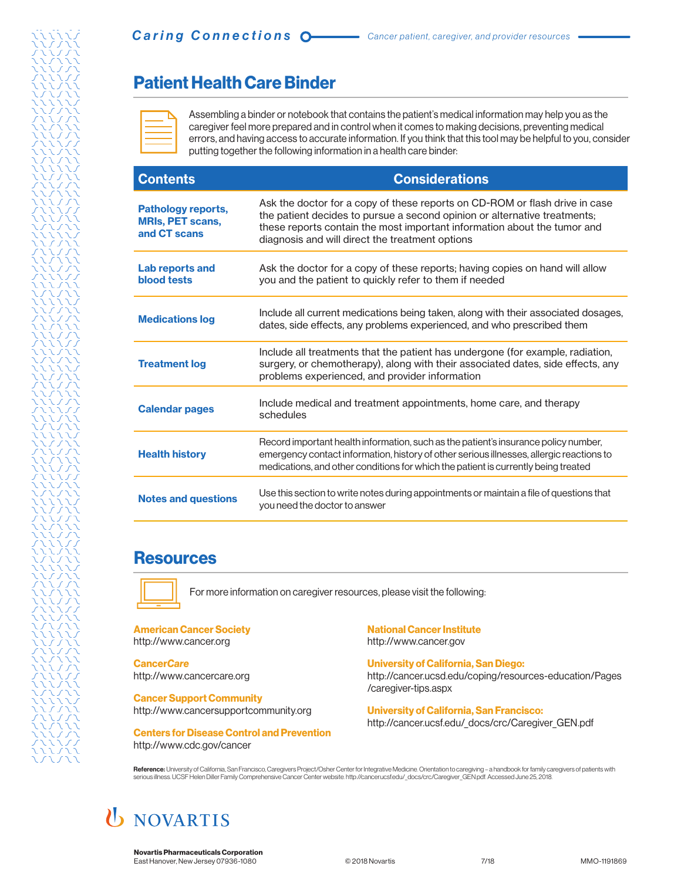## Patient Health Care Binder

Assembling a binder or notebook that contains the patient's medical information may help you as the caregiver feel more prepared and in control when it comes to making decisions, preventing medical errors, and having access to accurate information. If you think that this tool may be helpful to you, consider putting together the following information in a health care binder:

| Contents | Considerations |
| --- | --- |
| **Pathology reports, MRIs, PET scans, and CT scans** | Ask the doctor for a copy of these reports on CD-ROM or flash drive in case the patient decides to pursue a second opinion or alternative treatments; these reports contain the most important information about the tumor and diagnosis and will direct the treatment options |
| **Lab reports and blood tests** | Ask the doctor for a copy of these reports; having copies on hand will allow you and the patient to quickly refer to them if needed |
| **Medications log** | Include all current medications being taken, along with their associated dosages, dates, side effects, any problems experienced, and who prescribed them |
| **Treatment log** | Include all treatments that the patient has undergone (for example, radiation, surgery, or chemotherapy), along with their associated dates, side effects, any problems experienced, and provider information |
| **Calendar pages** | Include medical and treatment appointments, home care, and therapy schedules |
| **Health history** | Record important health information, such as the patient's insurance policy number, emergency contact information, history of other serious illnesses, allergic reactions to medications, and other conditions for which the patient is currently being treated |
| **Notes and questions** | Use this section to write notes during appointments or maintain a file of questions that you need the doctor to answer |

## Resources

For more information on caregiver resources, please visit the following:

**American Cancer Society**
http://www.cancer.org

**Cancer*Care***
http://www.cancercare.org

**Cancer Support Community**
http://www.cancersupportcommunity.org

**Centers for Disease Control and Prevention**
http://www.cdc.gov/cancer

**National Cancer Institute**
http://www.cancer.gov

**University of California, San Diego:**
http://cancer.ucsd.edu/coping/resources-education/Pages/caregiver-tips.aspx

**University of California, San Francisco:**
http://cancer.ucsf.edu/_docs/crc/Caregiver_GEN.pdf

**Reference:** University of California, San Francisco, Caregivers Project/Osher Center for Integrative Medicine. Orientation to caregiving – a handbook for family caregivers of patients with serious illness. UCSF Helen Diller Family Comprehensive Cancer Center website. http://cancer.ucsf.edu/_docs/crc/Caregiver_GEN.pdf. Accessed June 25, 2018.

NOVARTIS

**Novartis Pharmaceuticals Corporation**
East Hanover, New Jersey 07936-1080

© 2018 Novartis 7/18 MMO-1191869